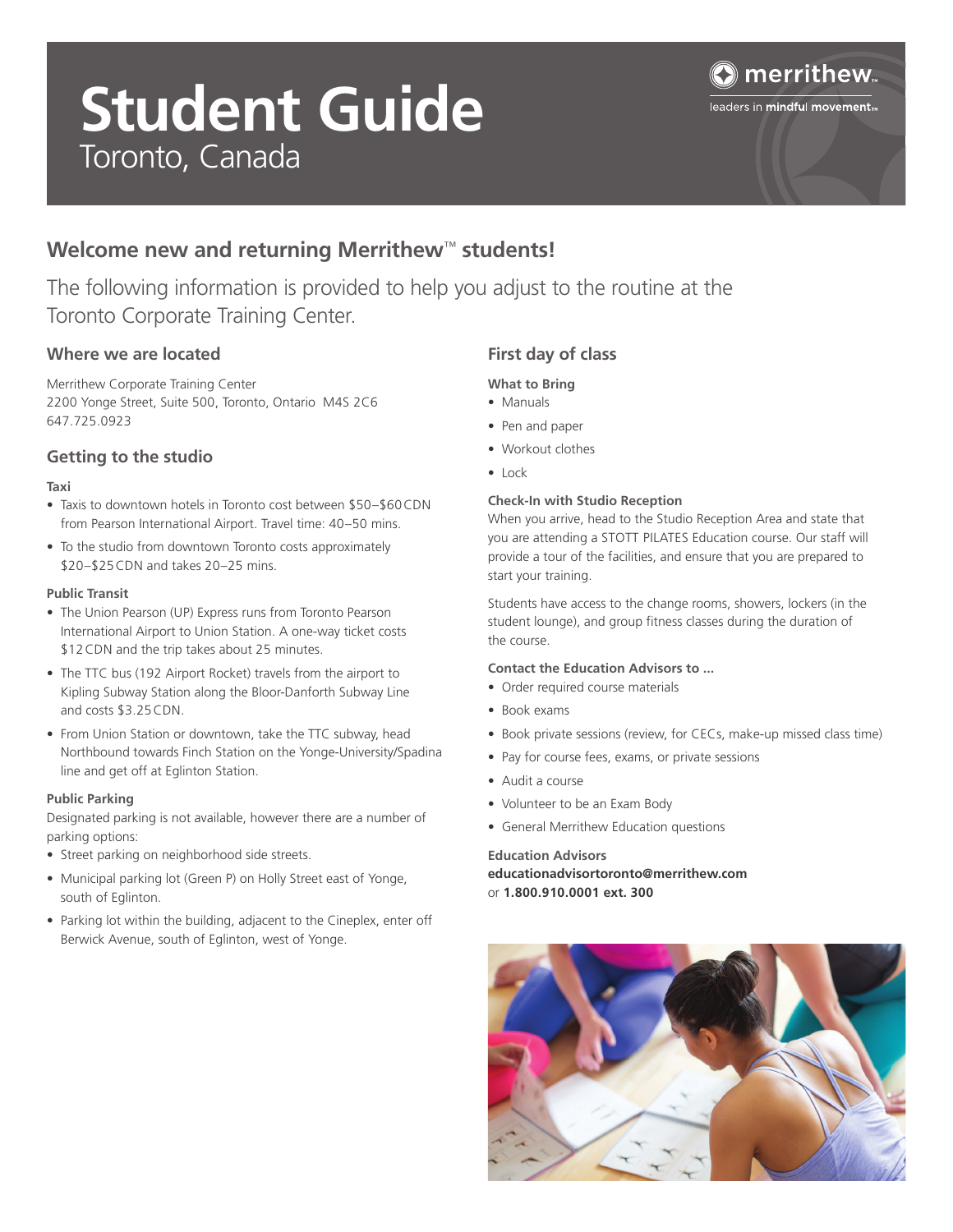# Student Guide

Toronto, Canada

merrithew™

leaders in **mindful movement**™

## Welcome new and returning Merrithew™ students!

The following information is provided to help you adjust to the routine at the Toronto Corporate Training Center.

### Where we are located

Merrithew Corporate Training Center
2200 Yonge Street, Suite 500, Toronto, Ontario M4S 2C6
647.725.0923

### Getting to the studio

**Taxi**

- Taxis to downtown hotels in Toronto cost between $50–$60 CDN from Pearson International Airport. Travel time: 40–50 mins.
- To the studio from downtown Toronto costs approximately $20–$25 CDN and takes 20–25 mins.

**Public Transit**

- The Union Pearson (UP) Express runs from Toronto Pearson International Airport to Union Station. A one-way ticket costs $12 CDN and the trip takes about 25 minutes.
- The TTC bus (192 Airport Rocket) travels from the airport to Kipling Subway Station along the Bloor-Danforth Subway Line and costs $3.25 CDN.
- From Union Station or downtown, take the TTC subway, head Northbound towards Finch Station on the Yonge-University/Spadina line and get off at Eglinton Station.

**Public Parking**

Designated parking is not available, however there are a number of parking options:

- Street parking on neighborhood side streets.
- Municipal parking lot (Green P) on Holly Street east of Yonge, south of Eglinton.
- Parking lot within the building, adjacent to the Cineplex, enter off Berwick Avenue, south of Eglinton, west of Yonge.

### First day of class

**What to Bring**

- Manuals
- Pen and paper
- Workout clothes
- Lock

**Check-In with Studio Reception**

When you arrive, head to the Studio Reception Area and state that you are attending a STOTT PILATES Education course. Our staff will provide a tour of the facilities, and ensure that you are prepared to start your training.

Students have access to the change rooms, showers, lockers (in the student lounge), and group fitness classes during the duration of the course.

**Contact the Education Advisors to ...**

- Order required course materials
- Book exams
- Book private sessions (review, for CECs, make-up missed class time)
- Pay for course fees, exams, or private sessions
- Audit a course
- Volunteer to be an Exam Body
- General Merrithew Education questions

**Education Advisors**
**educationadvisortoronto@merrithew.com**
or **1.800.910.0001 ext. 300**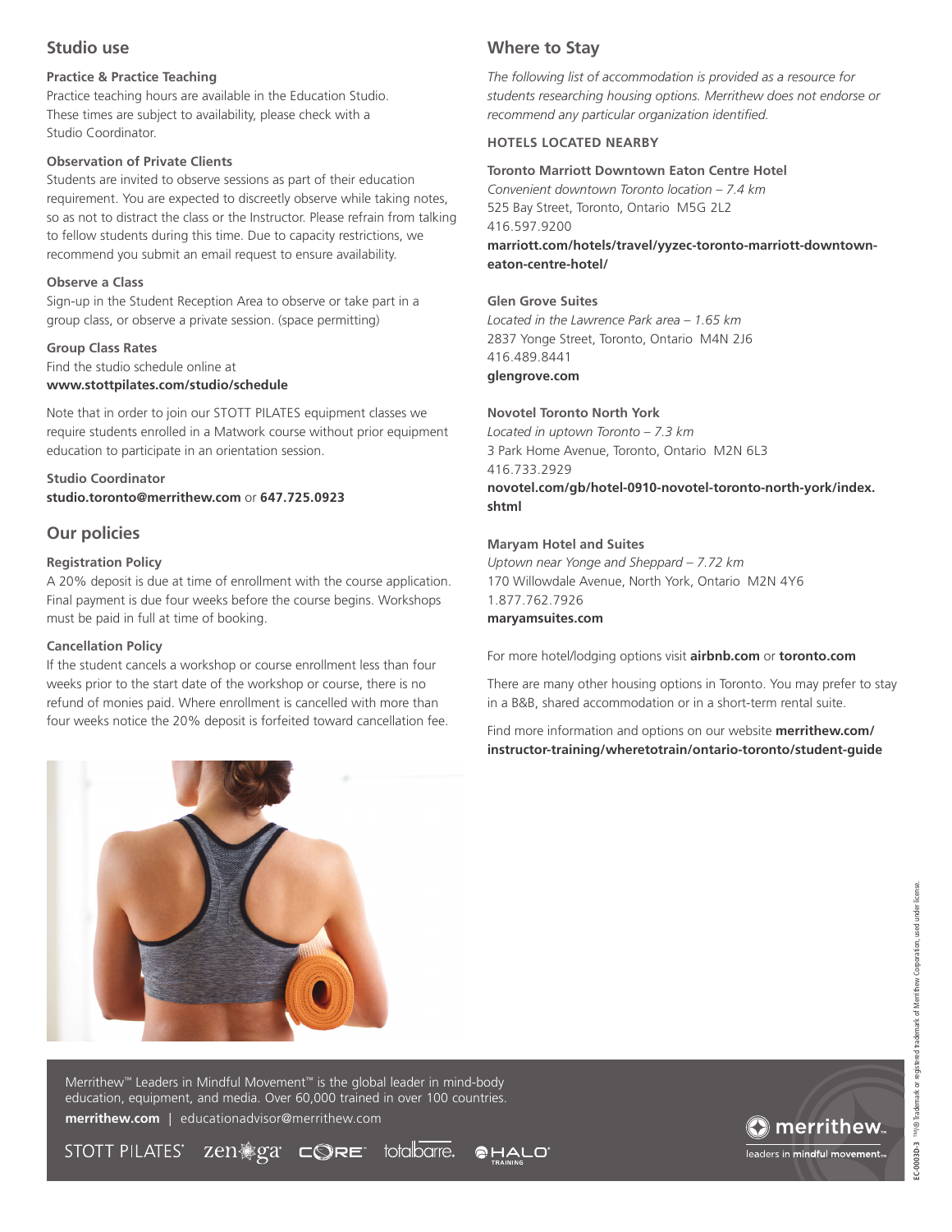## Studio use

### Practice & Practice Teaching

Practice teaching hours are available in the Education Studio. These times are subject to availability, please check with a Studio Coordinator.

### Observation of Private Clients

Students are invited to observe sessions as part of their education requirement. You are expected to discreetly observe while taking notes, so as not to distract the class or the Instructor. Please refrain from talking to fellow students during this time. Due to capacity restrictions, we recommend you submit an email request to ensure availability.

### Observe a Class

Sign-up in the Student Reception Area to observe or take part in a group class, or observe a private session. (space permitting)

### Group Class Rates

Find the studio schedule online at
**www.stottpilates.com/studio/schedule**

Note that in order to join our STOTT PILATES equipment classes we require students enrolled in a Matwork course without prior equipment education to participate in an orientation session.

**Studio Coordinator**
**studio.toronto@merrithew.com** or **647.725.0923**

## Our policies

### Registration Policy

A 20% deposit is due at time of enrollment with the course application. Final payment is due four weeks before the course begins. Workshops must be paid in full at time of booking.

### Cancellation Policy

If the student cancels a workshop or course enrollment less than four weeks prior to the start date of the workshop or course, there is no refund of monies paid. Where enrollment is cancelled with more than four weeks notice the 20% deposit is forfeited toward cancellation fee.

## Where to Stay

*The following list of accommodation is provided as a resource for students researching housing options. Merrithew does not endorse or recommend any particular organization identified.*

### HOTELS LOCATED NEARBY

**Toronto Marriott Downtown Eaton Centre Hotel**
*Convenient downtown Toronto location – 7.4 km*
525 Bay Street, Toronto, Ontario M5G 2L2
416.597.9200
**marriott.com/hotels/travel/yyzec-toronto-marriott-downtown-eaton-centre-hotel/**

**Glen Grove Suites**
*Located in the Lawrence Park area – 1.65 km*
2837 Yonge Street, Toronto, Ontario M4N 2J6
416.489.8441
**glengrove.com**

**Novotel Toronto North York**
*Located in uptown Toronto – 7.3 km*
3 Park Home Avenue, Toronto, Ontario M2N 6L3
416.733.2929
**novotel.com/gb/hotel-0910-novotel-toronto-north-york/index.shtml**

**Maryam Hotel and Suites**
*Uptown near Yonge and Sheppard – 7.72 km*
170 Willowdale Avenue, North York, Ontario M2N 4Y6
1.877.762.7926
**maryamsuites.com**

For more hotel/lodging options visit **airbnb.com** or **toronto.com**

There are many other housing options in Toronto. You may prefer to stay in a B&B, shared accommodation or in a short-term rental suite.

Find more information and options on our website **merrithew.com/instructor-training/wheretotrain/ontario-toronto/student-guide**

Merrithew™ Leaders in Mindful Movement™ is the global leader in mind-body education, equipment, and media. Over 60,000 trained in over 100 countries.
**merrithew.com** | educationadvisor@merrithew.com

STOTT PILATES® zen•ga® CORE® totalbarre® HALO® TRAINING

merrithew™ leaders in mindful movement™

EC-0003D-3 ™/® Trademark or registered trademark of Merrithew Corporation, used under license.